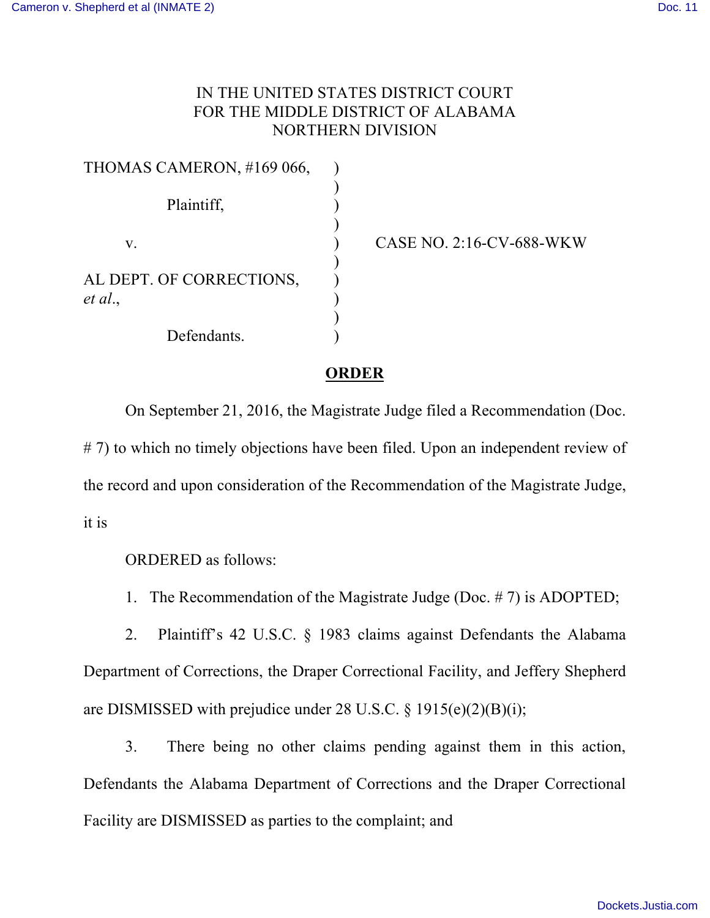IN THE UNITED STATES DISTRICT COURT
FOR THE MIDDLE DISTRICT OF ALABAMA
NORTHERN DIVISION

THOMAS CAMERON, #169 066,

Plaintiff,

v.

AL DEPT. OF CORRECTIONS, *et al.*,

Defendants.

CASE NO. 2:16-CV-688-WKW

**ORDER**

On September 21, 2016, the Magistrate Judge filed a Recommendation (Doc. # 7) to which no timely objections have been filed. Upon an independent review of the record and upon consideration of the Recommendation of the Magistrate Judge, it is

ORDERED as follows:

1. The Recommendation of the Magistrate Judge (Doc. # 7) is ADOPTED;

2. Plaintiff's 42 U.S.C. § 1983 claims against Defendants the Alabama Department of Corrections, the Draper Correctional Facility, and Jeffery Shepherd are DISMISSED with prejudice under 28 U.S.C. § 1915(e)(2)(B)(i);

3. There being no other claims pending against them in this action, Defendants the Alabama Department of Corrections and the Draper Correctional Facility are DISMISSED as parties to the complaint; and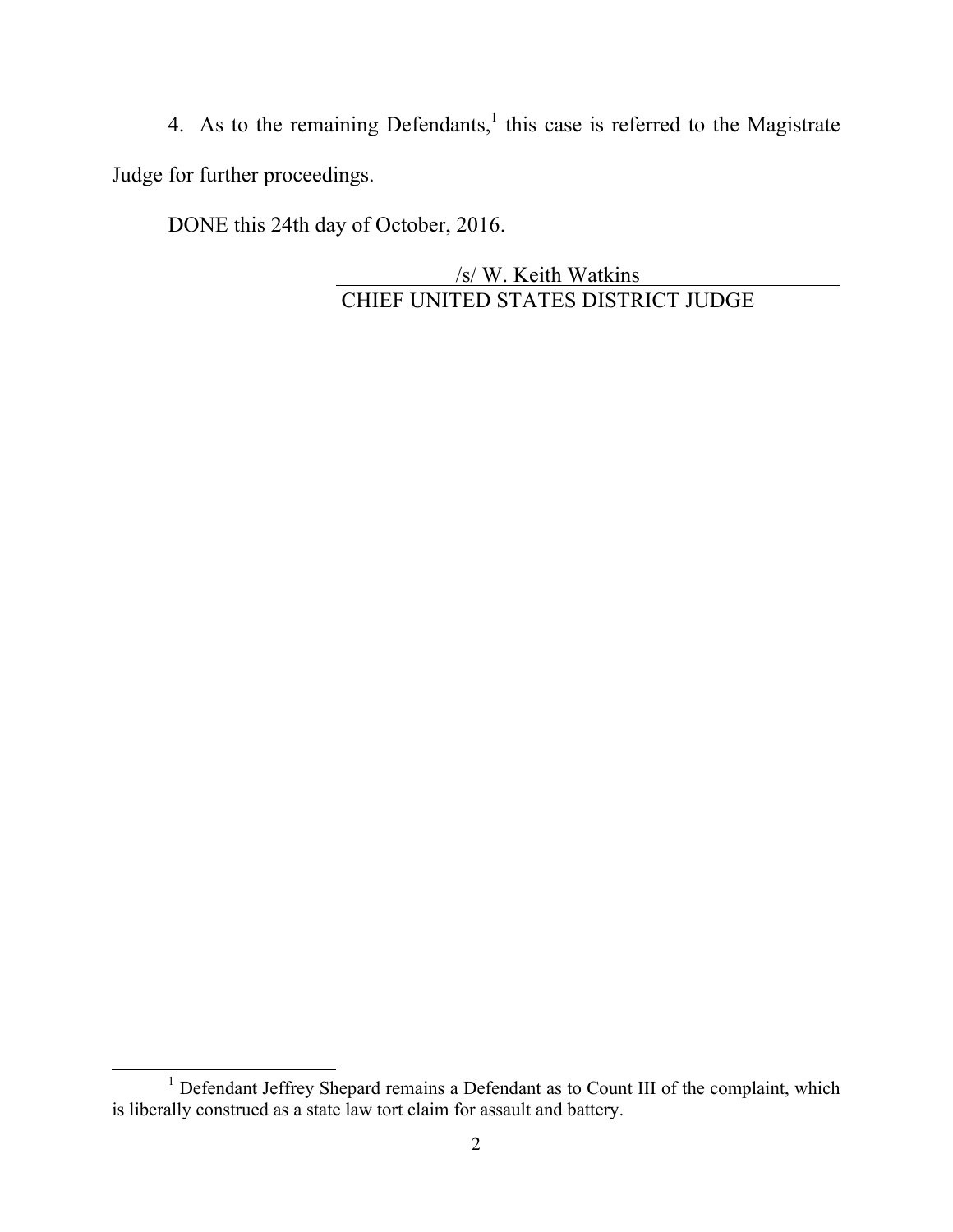4. As to the remaining Defendants,[1] this case is referred to the Magistrate Judge for further proceedings.

DONE this 24th day of October, 2016.

/s/ W. Keith Watkins
CHIEF UNITED STATES DISTRICT JUDGE

[1] Defendant Jeffrey Shepard remains a Defendant as to Count III of the complaint, which is liberally construed as a state law tort claim for assault and battery.